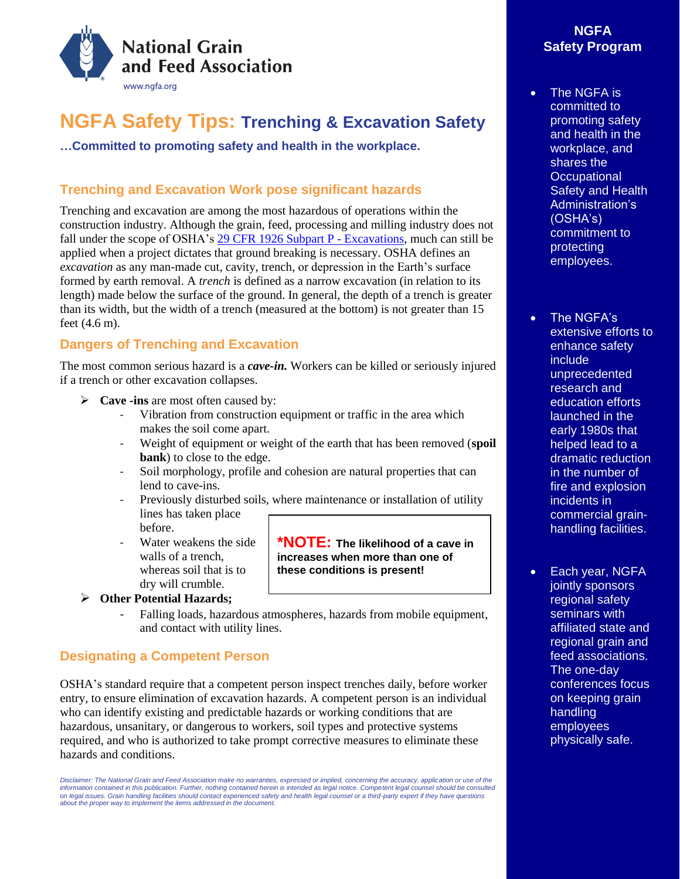National Grain and Feed Association

www.ngfa.org

# NGFA Safety Tips: Trenching & Excavation Safety

**…Committed to promoting safety and health in the workplace.**

## Trenching and Excavation Work pose significant hazards

Trenching and excavation are among the most hazardous of operations within the construction industry. Although the grain, feed, processing and milling industry does not fall under the scope of OSHA's [29 CFR 1926 Subpart P - Excavations](), much can still be applied when a project dictates that ground breaking is necessary. OSHA defines an *excavation* as any man-made cut, cavity, trench, or depression in the Earth's surface formed by earth removal. A *trench* is defined as a narrow excavation (in relation to its length) made below the surface of the ground. In general, the depth of a trench is greater than its width, but the width of a trench (measured at the bottom) is not greater than 15 feet (4.6 m).

## Dangers of Trenching and Excavation

The most common serious hazard is a ***cave-in.*** Workers can be killed or seriously injured if a trench or other excavation collapses.

- **Cave -ins** are most often caused by:
  - Vibration from construction equipment or traffic in the area which makes the soil come apart.
  - Weight of equipment or weight of the earth that has been removed (**spoil bank**) to close to the edge.
  - Soil morphology, profile and cohesion are natural properties that can lend to cave-ins.
  - Previously disturbed soils, where maintenance or installation of utility lines has taken place before.
  - Water weakens the side walls of a trench, whereas soil that is to dry will crumble.

> **\*NOTE: The likelihood of a cave in increases when more than one of these conditions is present!**

- **Other Potential Hazards;**
  - Falling loads, hazardous atmospheres, hazards from mobile equipment, and contact with utility lines.

## Designating a Competent Person

OSHA's standard require that a competent person inspect trenches daily, before worker entry, to ensure elimination of excavation hazards. A competent person is an individual who can identify existing and predictable hazards or working conditions that are hazardous, unsanitary, or dangerous to workers, soil types and protective systems required, and who is authorized to take prompt corrective measures to eliminate these hazards and conditions.

*Disclaimer: The National Grain and Feed Association make no warranties, expressed or implied, concerning the accuracy, application or use of the information contained in this publication. Further, nothing contained herein is intended as legal notice. Competent legal counsel should be consulted on legal issues. Grain handling facilities should contact experienced safety and health legal counsel or a third-party expert if they have questions about the proper way to implement the items addressed in the document.*

## NGFA Safety Program

- The NGFA is committed to promoting safety and health in the workplace, and shares the Occupational Safety and Health Administration's (OSHA's) commitment to protecting employees.
- The NGFA's extensive efforts to enhance safety include unprecedented research and education efforts launched in the early 1980s that helped lead to a dramatic reduction in the number of fire and explosion incidents in commercial grain-handling facilities.
- Each year, NGFA jointly sponsors regional safety seminars with affiliated state and regional grain and feed associations. The one-day conferences focus on keeping grain handling employees physically safe.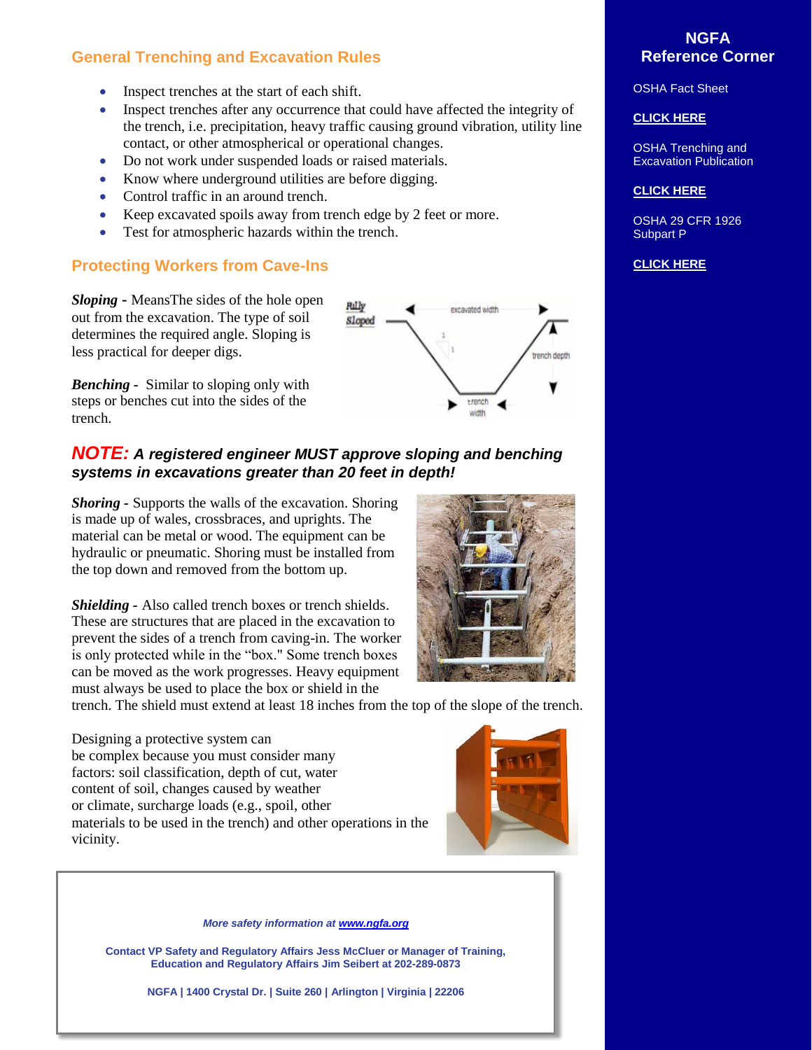## General Trenching and Excavation Rules

- Inspect trenches at the start of each shift.
- Inspect trenches after any occurrence that could have affected the integrity of the trench, i.e. precipitation, heavy traffic causing ground vibration, utility line contact, or other atmospherical or operational changes.
- Do not work under suspended loads or raised materials.
- Know where underground utilities are before digging.
- Control traffic in an around trench.
- Keep excavated spoils away from trench edge by 2 feet or more.
- Test for atmospheric hazards within the trench.

## Protecting Workers from Cave-Ins

***Sloping*** **-** MeansThe sides of the hole open out from the excavation. The type of soil determines the required angle. Sloping is less practical for deeper digs.

Fully Sloped
excavated width
trench depth
trench width
1
1

***Benching*** - Similar to sloping only with steps or benches cut into the sides of the trench.

### ***NOTE: A registered engineer MUST approve sloping and benching systems in excavations greater than 20 feet in depth!***

***Shoring*** - Supports the walls of the excavation. Shoring is made up of wales, crossbraces, and uprights. The material can be metal or wood. The equipment can be hydraulic or pneumatic. Shoring must be installed from the top down and removed from the bottom up.

***Shielding*** **-** Also called trench boxes or trench shields. These are structures that are placed in the excavation to prevent the sides of a trench from caving-in. The worker is only protected while in the "box." Some trench boxes can be moved as the work progresses. Heavy equipment must always be used to place the box or shield in the trench. The shield must extend at least 18 inches from the top of the slope of the trench.

Designing a protective system can be complex because you must consider many factors: soil classification, depth of cut, water content of soil, changes caused by weather or climate, surcharge loads (e.g., spoil, other materials to be used in the trench) and other operations in the vicinity.

***More safety information at www.ngfa.org***

**Contact VP Safety and Regulatory Affairs Jess McCluer or Manager of Training, Education and Regulatory Affairs Jim Seibert at 202-289-0873**

**NGFA | 1400 Crystal Dr. | Suite 260 | Arlington | Virginia | 22206**

## NGFA Reference Corner

OSHA Fact Sheet

**CLICK HERE**

OSHA Trenching and Excavation Publication

**CLICK HERE**

OSHA 29 CFR 1926 Subpart P

**CLICK HERE**